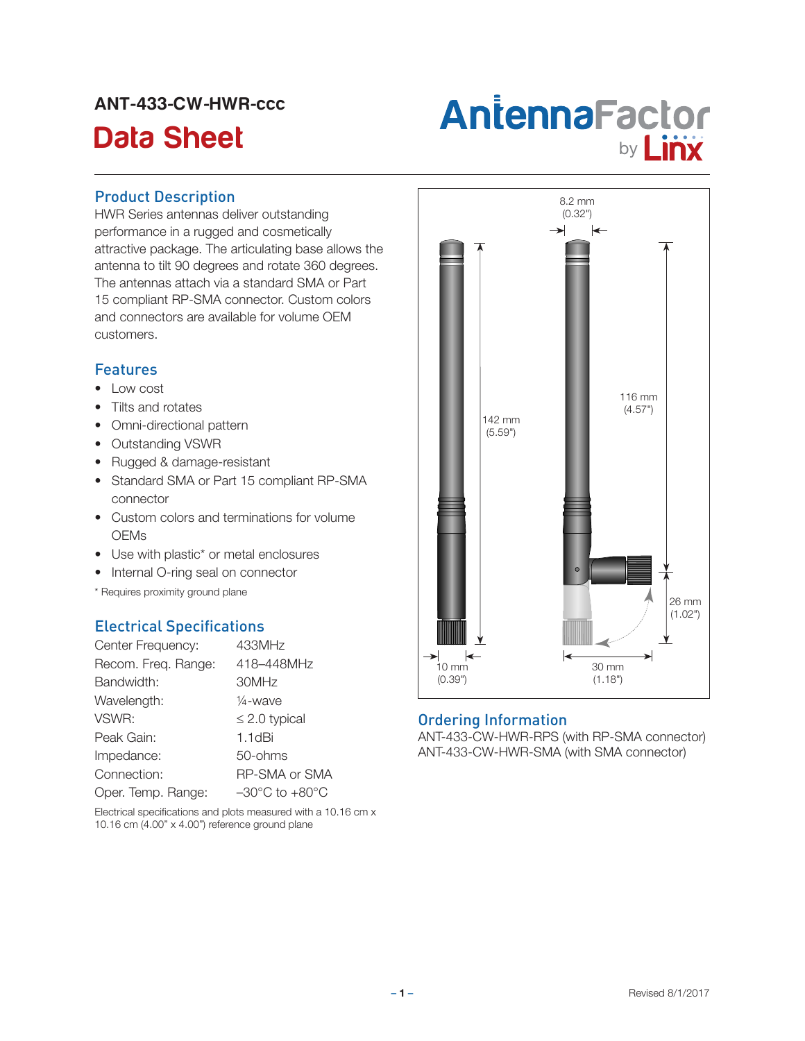# ANT-433-CW-HWR-ccc

## Data Sheet

AntennaFactor by Linx

## Product Description

HWR Series antennas deliver outstanding performance in a rugged and cosmetically attractive package. The articulating base allows the antenna to tilt 90 degrees and rotate 360 degrees. The antennas attach via a standard SMA or Part 15 compliant RP-SMA connector. Custom colors and connectors are available for volume OEM customers.

## Features

- Low cost
- Tilts and rotates
- Omni-directional pattern
- Outstanding VSWR
- Rugged & damage-resistant
- Standard SMA or Part 15 compliant RP-SMA connector
- Custom colors and terminations for volume OEMs
- Use with plastic* or metal enclosures
- Internal O-ring seal on connector

* Requires proximity ground plane

## Electrical Specifications

| | |
|---|---|
| Center Frequency: | 433MHz |
| Recom. Freq. Range: | 418–448MHz |
| Bandwidth: | 30MHz |
| Wavelength: | ¼-wave |
| VSWR: | ≤ 2.0 typical |
| Peak Gain: | 1.1dBi |
| Impedance: | 50-ohms |
| Connection: | RP-SMA or SMA |
| Oper. Temp. Range: | –30°C to +80°C |

Electrical specifications and plots measured with a 10.16 cm x 10.16 cm (4.00" x 4.00") reference ground plane

8.2 mm (0.32")

142 mm (5.59")

116 mm (4.57")

26 mm (1.02")

10 mm (0.39")

30 mm (1.18")

## Ordering Information

ANT-433-CW-HWR-RPS (with RP-SMA connector)
ANT-433-CW-HWR-SMA (with SMA connector)

Revised 8/1/2017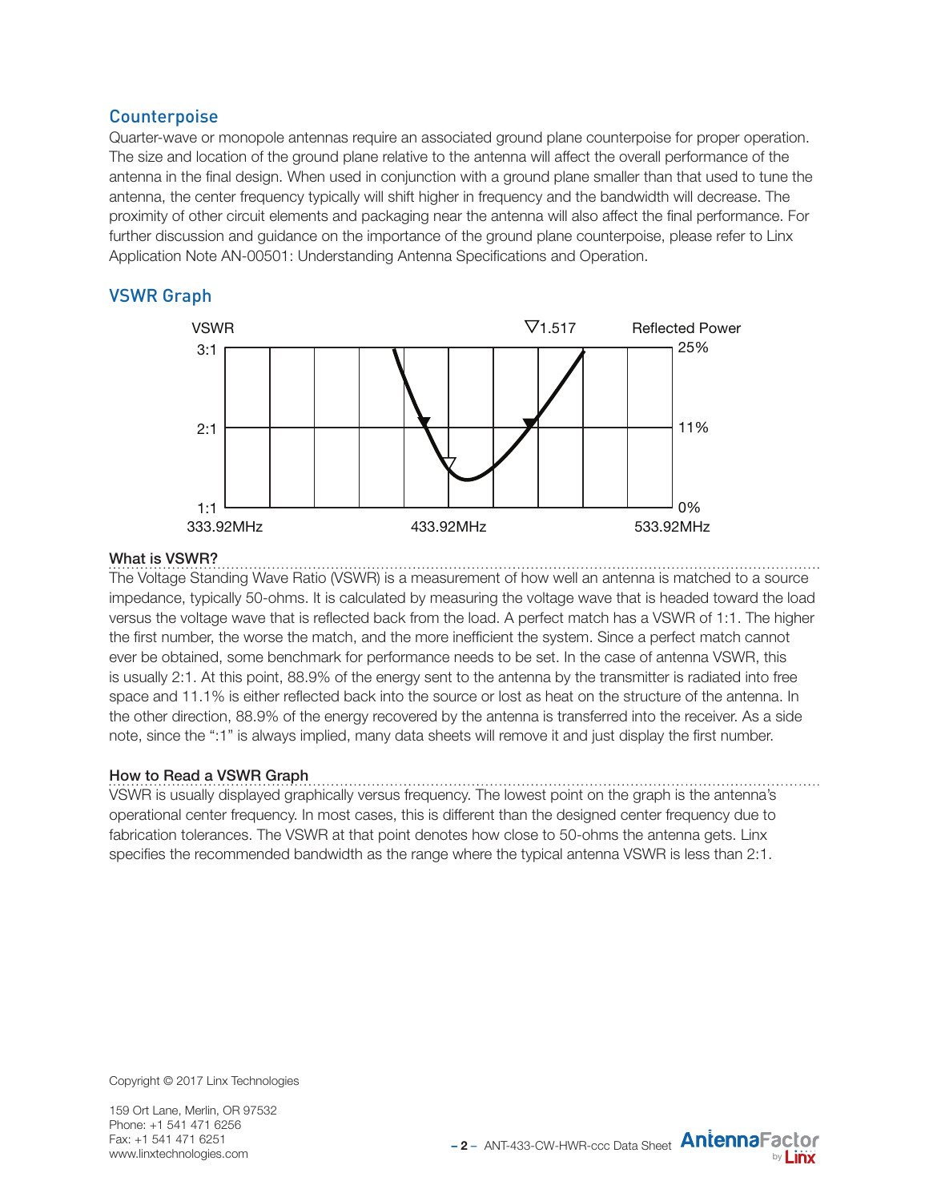## Counterpoise

Quarter-wave or monopole antennas require an associated ground plane counterpoise for proper operation. The size and location of the ground plane relative to the antenna will affect the overall performance of the antenna in the final design. When used in conjunction with a ground plane smaller than that used to tune the antenna, the center frequency typically will shift higher in frequency and the bandwidth will decrease. The proximity of other circuit elements and packaging near the antenna will also affect the final performance. For further discussion and guidance on the importance of the ground plane counterpoise, please refer to Linx Application Note AN-00501: Understanding Antenna Specifications and Operation.

## VSWR Graph

VSWR

∇1.517

Reflected Power

3:1

25%

2:1

11%

1:1

0%

333.92MHz

433.92MHz

533.92MHz

### What is VSWR?

The Voltage Standing Wave Ratio (VSWR) is a measurement of how well an antenna is matched to a source impedance, typically 50-ohms. It is calculated by measuring the voltage wave that is headed toward the load versus the voltage wave that is reflected back from the load. A perfect match has a VSWR of 1:1. The higher the first number, the worse the match, and the more inefficient the system. Since a perfect match cannot ever be obtained, some benchmark for performance needs to be set. In the case of antenna VSWR, this is usually 2:1. At this point, 88.9% of the energy sent to the antenna by the transmitter is radiated into free space and 11.1% is either reflected back into the source or lost as heat on the structure of the antenna. In the other direction, 88.9% of the energy recovered by the antenna is transferred into the receiver. As a side note, since the ":1" is always implied, many data sheets will remove it and just display the first number.

### How to Read a VSWR Graph

VSWR is usually displayed graphically versus frequency. The lowest point on the graph is the antenna's operational center frequency. In most cases, this is different than the designed center frequency due to fabrication tolerances. The VSWR at that point denotes how close to 50-ohms the antenna gets. Linx specifies the recommended bandwidth as the range where the typical antenna VSWR is less than 2:1.

Copyright © 2017 Linx Technologies

159 Ort Lane, Merlin, OR 97532
Phone: +1 541 471 6256
Fax: +1 541 471 6251
www.linxtechnologies.com